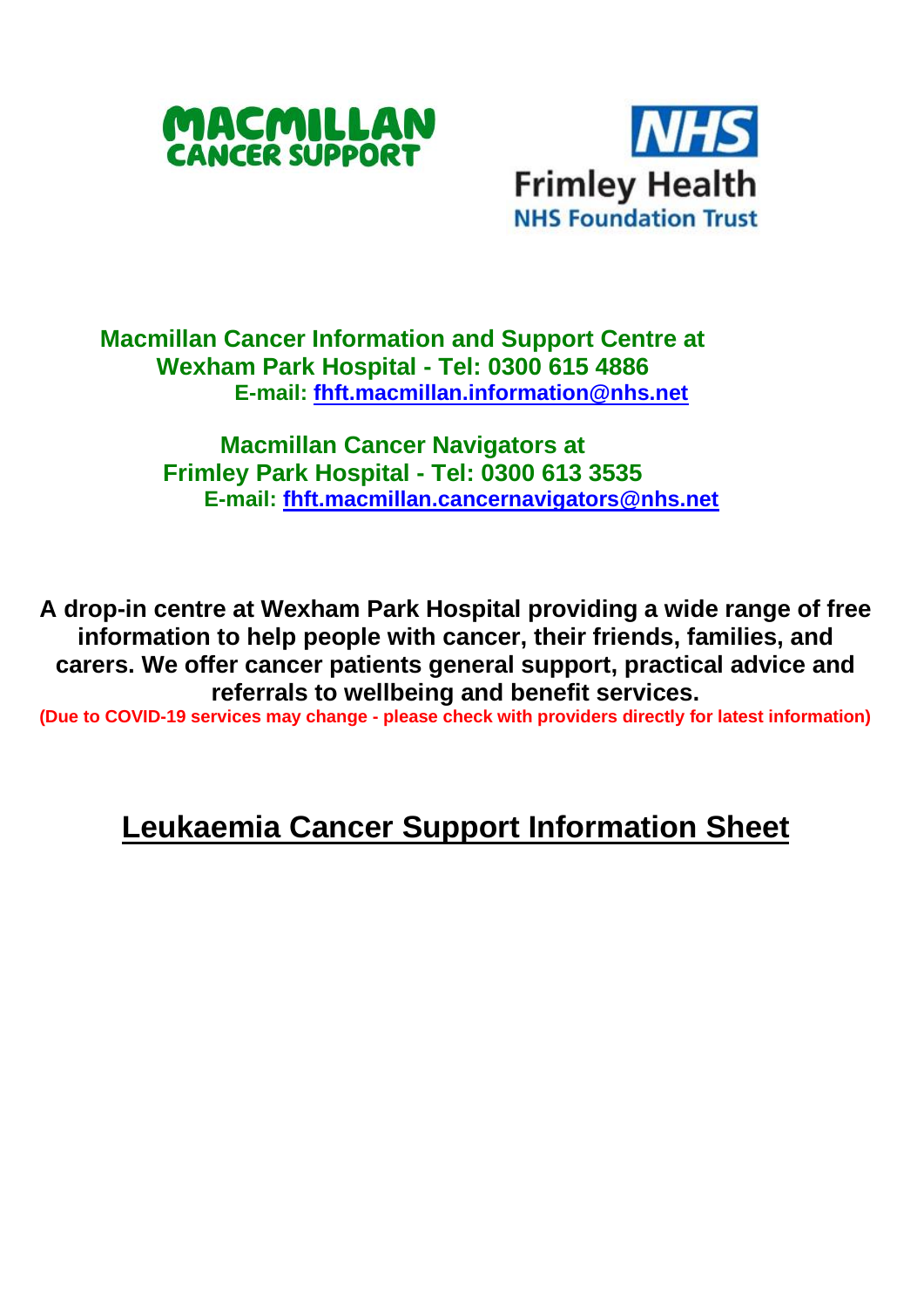MACMILLAN CANCER SUPPORT

NHS Frimley Health NHS Foundation Trust

**Macmillan Cancer Information and Support Centre at Wexham Park Hospital - Tel: 0300 615 4886**
**E-mail: fhft.macmillan.information@nhs.net**

**Macmillan Cancer Navigators at Frimley Park Hospital - Tel: 0300 613 3535**
**E-mail: fhft.macmillan.cancernavigators@nhs.net**

**A drop-in centre at Wexham Park Hospital providing a wide range of free information to help people with cancer, their friends, families, and carers. We offer cancer patients general support, practical advice and referrals to wellbeing and benefit services.**

**(Due to COVID-19 services may change - please check with providers directly for latest information)**

# Leukaemia Cancer Support Information Sheet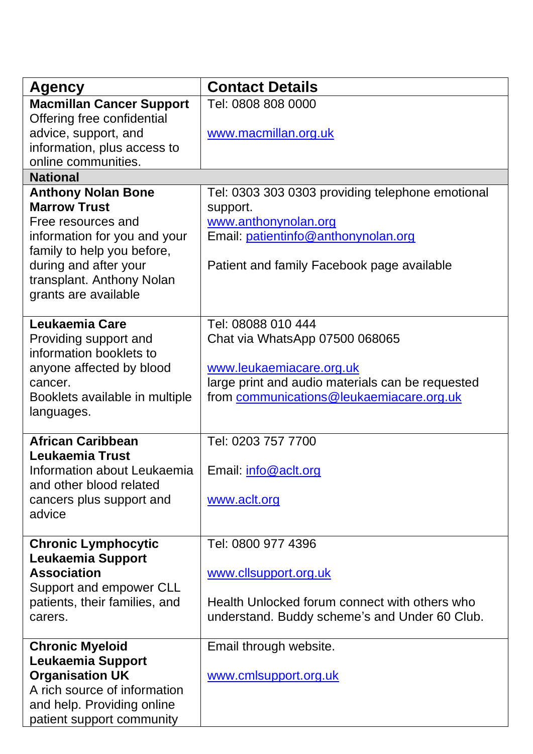| Agency | Contact Details |
|---|---|
| **Macmillan Cancer Support**<br>Offering free confidential advice, support, and information, plus access to online communities. | Tel: 0808 808 0000<br><br>www.macmillan.org.uk |
| **National** | |
| **Anthony Nolan Bone Marrow Trust**<br>Free resources and information for you and your family to help you before, during and after your transplant. Anthony Nolan grants are available | Tel: 0303 303 0303 providing telephone emotional support.<br>www.anthonynolan.org<br>Email: patientinfo@anthonynolan.org<br><br>Patient and family Facebook page available |
| **Leukaemia Care**<br>Providing support and information booklets to anyone affected by blood cancer.<br>Booklets available in multiple languages. | Tel: 08088 010 444<br>Chat via WhatsApp 07500 068065<br><br>www.leukaemiacare.org.uk<br>large print and audio materials can be requested from communications@leukaemiacare.org.uk |
| **African Caribbean Leukaemia Trust**<br>Information about Leukaemia and other blood related cancers plus support and advice | Tel: 0203 757 7700<br><br>Email: info@aclt.org<br><br>www.aclt.org |
| **Chronic Lymphocytic Leukaemia Support Association**<br>Support and empower CLL patients, their families, and carers. | Tel: 0800 977 4396<br><br>www.cllsupport.org.uk<br><br>Health Unlocked forum connect with others who understand. Buddy scheme's and Under 60 Club. |
| **Chronic Myeloid Leukaemia Support Organisation UK**<br>A rich source of information and help. Providing online patient support community | Email through website.<br><br>www.cmlsupport.org.uk |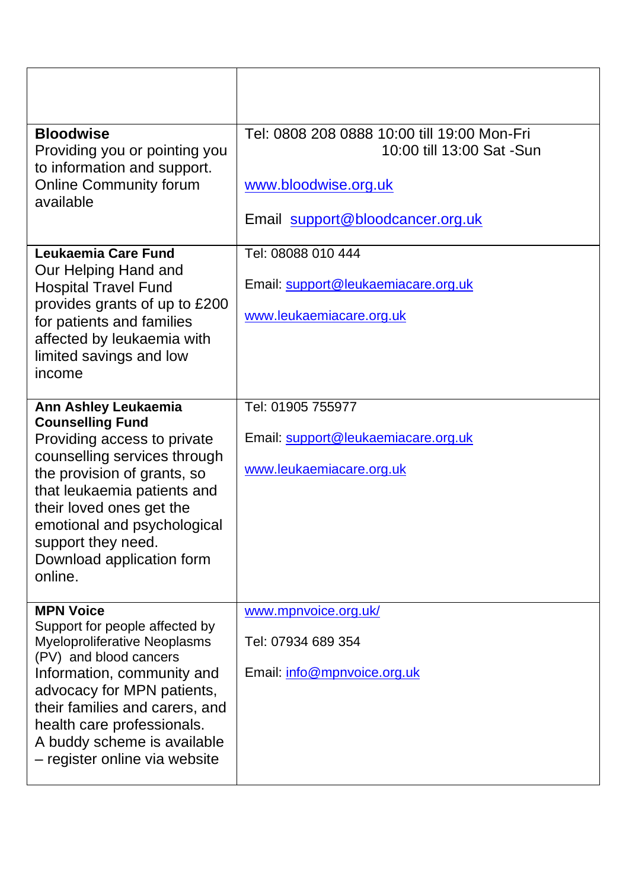| | |
|---|---|
| | |
| **Bloodwise**<br>Providing you or pointing you to information and support. Online Community forum available | Tel: 0808 208 0888 10:00 till 19:00 Mon-Fri<br>10:00 till 13:00 Sat -Sun<br><br>www.bloodwise.org.uk<br><br>Email support@bloodcancer.org.uk |
| **Leukaemia Care Fund**<br>Our Helping Hand and Hospital Travel Fund provides grants of up to £200 for patients and families affected by leukaemia with limited savings and low income | Tel: 08088 010 444<br><br>Email: support@leukaemiacare.org.uk<br><br>www.leukaemiacare.org.uk |
| **Ann Ashley Leukaemia Counselling Fund**<br>Providing access to private counselling services through the provision of grants, so that leukaemia patients and their loved ones get the emotional and psychological support they need.<br>Download application form online. | Tel: 01905 755977<br><br>Email: support@leukaemiacare.org.uk<br><br>www.leukaemiacare.org.uk |
| **MPN Voice**<br>Support for people affected by Myeloproliferative Neoplasms (PV) and blood cancers<br>Information, community and advocacy for MPN patients, their families and carers, and health care professionals.<br>A buddy scheme is available – register online via website | www.mpnvoice.org.uk/<br><br>Tel: 07934 689 354<br><br>Email: info@mpnvoice.org.uk |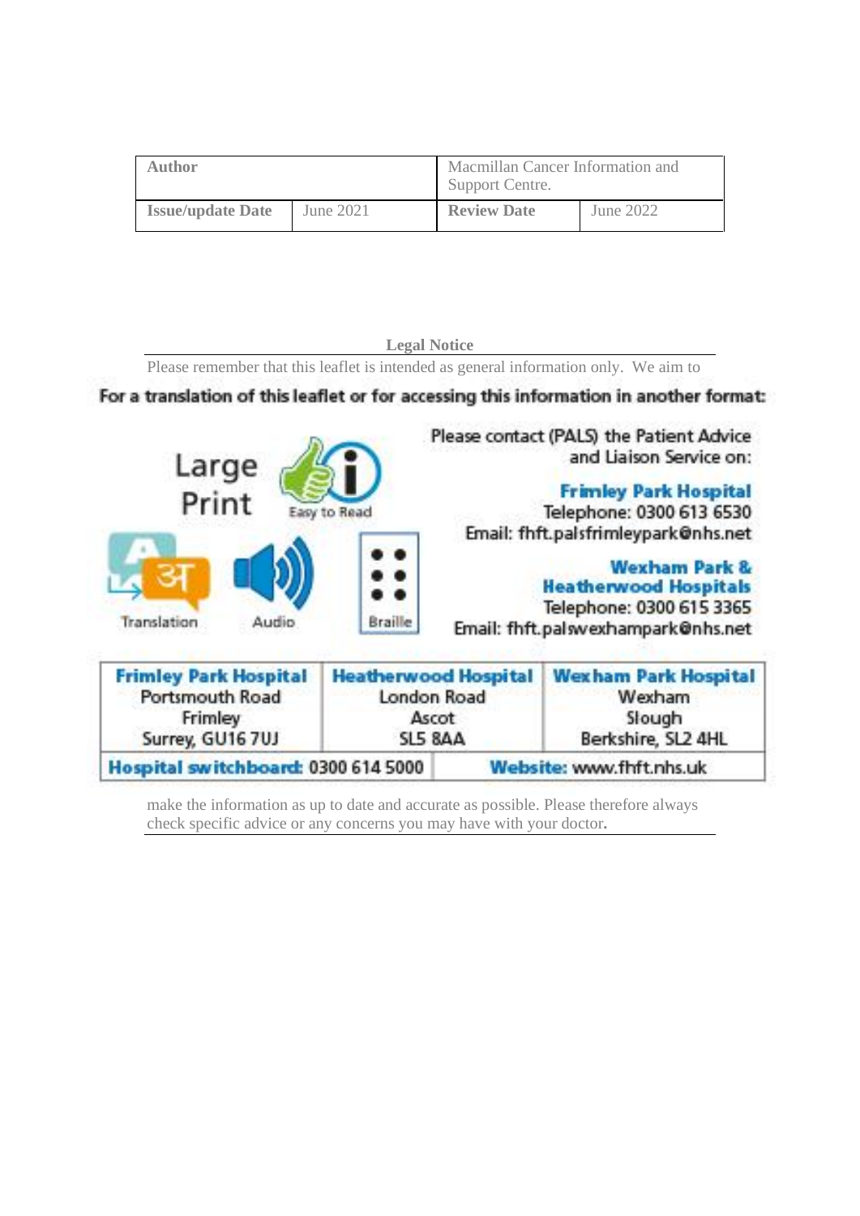| Author | | Macmillan Cancer Information and Support Centre. | |
|---|---|---|---|
| Issue/update Date | June 2021 | Review Date | June 2022 |

**Legal Notice**

Please remember that this leaflet is intended as general information only. We aim to make the information as up to date and accurate as possible. Please therefore always check specific advice or any concerns you may have with your doctor.

**For a translation of this leaflet or for accessing this information in another format:**

Large Print

Easy to Read

Translation

Audio

Braille

Please contact (PALS) the Patient Advice and Liaison Service on:

**Frimley Park Hospital**
Telephone: 0300 613 6530
Email: fhft.palsfrimleypark@nhs.net

**Wexham Park & Heatherwood Hospitals**
Telephone: 0300 615 3365
Email: fhft.palswexhampark@nhs.net

| Frimley Park Hospital | Heatherwood Hospital | Wexham Park Hospital |
|---|---|---|
| Portsmouth Road<br>Frimley<br>Surrey, GU16 7UJ | London Road<br>Ascot<br>SL5 8AA | Wexham<br>Slough<br>Berkshire, SL2 4HL |

**Hospital switchboard:** 0300 614 5000 | **Website:** www.fhft.nhs.uk